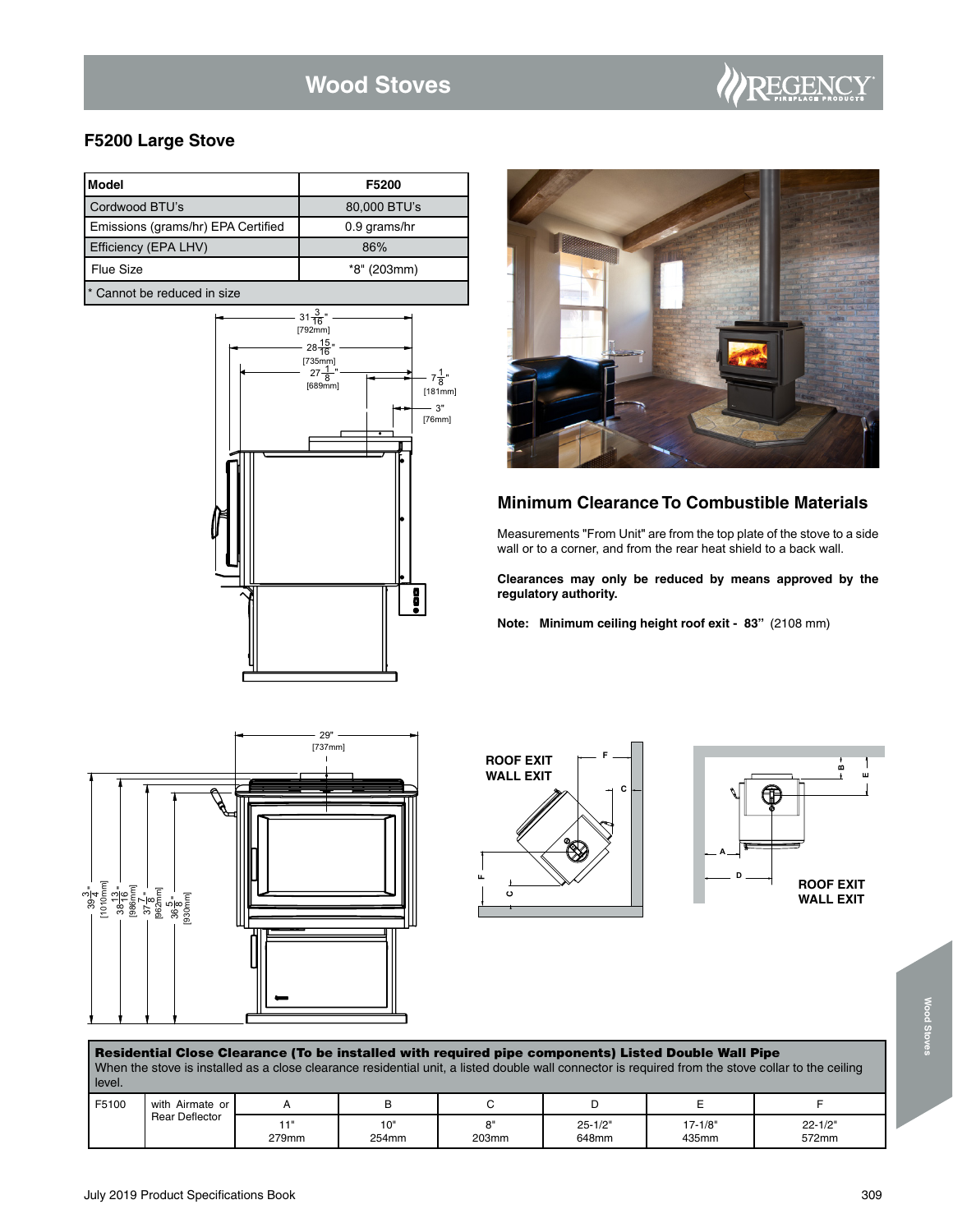# Wood Stoves

## F5200 Large Stove

| Model | F5200 |
|---|---|
| Cordwood BTU's | 80,000 BTU's |
| Emissions (grams/hr) EPA Certified | 0.9 grams/hr |
| Efficiency (EPA LHV) | 86% |
| Flue Size | *8" (203mm) |

\* Cannot be reduced in size

### Minimum Clearance To Combustible Materials

Measurements "From Unit" are from the top plate of the stove to a side wall or to a corner, and from the rear heat shield to a back wall.

**Clearances may only be reduced by means approved by the regulatory authority.**

**Note: Minimum ceiling height roof exit - 83"** (2108 mm)

| **Residential Close Clearance (To be installed with required pipe components) Listed Double Wall Pipe** When the stove is installed as a close clearance residential unit, a listed double wall connector is required from the stove collar to the ceiling level. | | | | | | | |
|---|---|---|---|---|---|---|---|
| F5100 | with Airmate or Rear Deflector | A | B | C | D | E | F |
| | | 11" 279mm | 10" 254mm | 8" 203mm | 25-1/2" 648mm | 17-1/8" 435mm | 22-1/2" 572mm |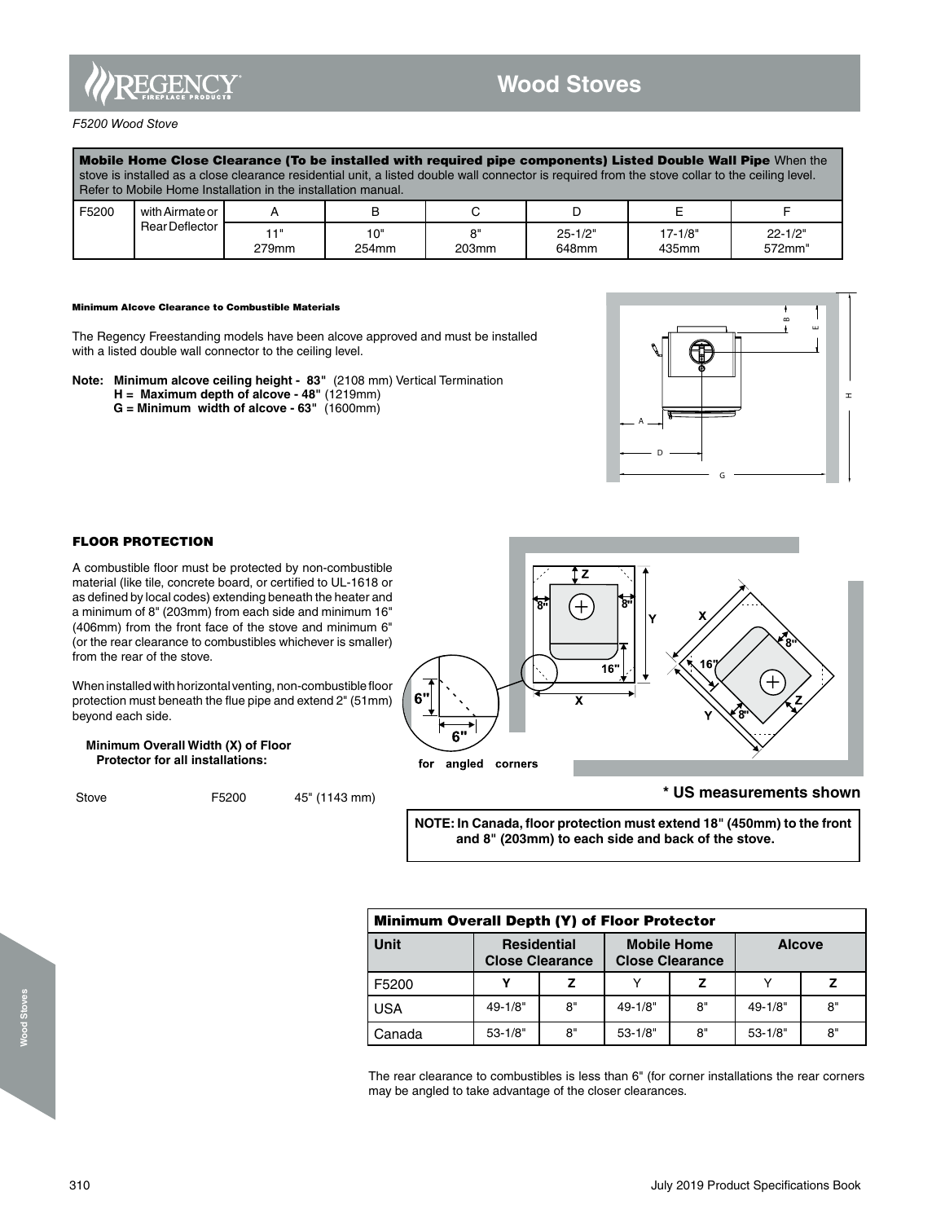*F5200 Wood Stove*

| **Mobile Home Close Clearance (To be installed with required pipe components) Listed Double Wall Pipe** When the stove is installed as a close clearance residential unit, a listed double wall connector is required from the stove collar to the ceiling level. Refer to Mobile Home Installation in the installation manual. | | | | | | | |
|---|---|---|---|---|---|---|---|
| F5200 | with Airmate or Rear Deflector | A | B | C | D | E | F |
| | | 11" 279mm | 10" 254mm | 8" 203mm | 25-1/2" 648mm | 17-1/8" 435mm | 22-1/2" 572mm" |

#### Minimum Alcove Clearance to Combustible Materials

The Regency Freestanding models have been alcove approved and must be installed with a listed double wall connector to the ceiling level.

**Note: Minimum alcove ceiling height - 83"** (2108 mm) Vertical Termination
**H = Maximum depth of alcove - 48"** (1219mm)
**G = Minimum width of alcove - 63"** (1600mm)

B
E
H
A
D
G

### FLOOR PROTECTION

A combustible floor must be protected by non-combustible material (like tile, concrete board, or certified to UL-1618 or as defined by local codes) extending beneath the heater and a minimum of 8" (203mm) from each side and minimum 16" (406mm) from the front face of the stove and minimum 6" (or the rear clearance to combustibles whichever is smaller) from the rear of the stove.

When installed with horizontal venting, non-combustible floor protection must beneath the flue pipe and extend 2" (51mm) beyond each side.

**Minimum Overall Width (X) of Floor Protector for all installations:**

| | | |
|---|---|---|
| Stove | F5200 | 45" (1143 mm) |

Z
8"
8"
Y
16"
X
6"
6"
for angled corners
X
8"
16"
Z
Y
8"

**\* US measurements shown**

**NOTE: In Canada, floor protection must extend 18" (450mm) to the front and 8" (203mm) to each side and back of the stove.**

| **Minimum Overall Depth (Y) of Floor Protector** | | | | | | |
|---|---|---|---|---|---|---|
| **Unit** | **Residential Close Clearance** | | **Mobile Home Close Clearance** | | **Alcove** | |
| F5200 | **Y** | **Z** | Y | **Z** | Y | **Z** |
| USA | 49-1/8" | 8" | 49-1/8" | 8" | 49-1/8" | 8" |
| Canada | 53-1/8" | 8" | 53-1/8" | 8" | 53-1/8" | 8" |

The rear clearance to combustibles is less than 6" (for corner installations the rear corners may be angled to take advantage of the closer clearances.